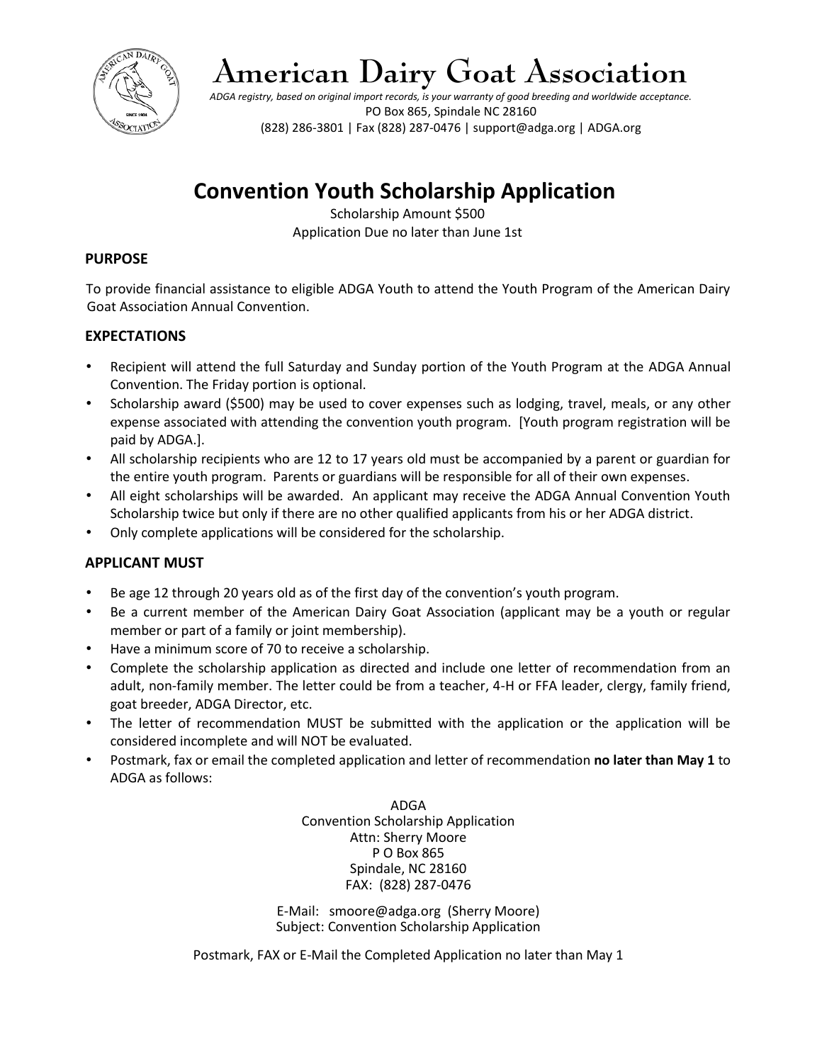# American Dairy Goat Association

*ADGA registry, based on original import records, is your warranty of good breeding and worldwide acceptance.*
PO Box 865, Spindale NC 28160
(828) 286-3801 | Fax (828) 287-0476 | support@adga.org | ADGA.org

## Convention Youth Scholarship Application

Scholarship Amount $500
Application Due no later than June 1st

### PURPOSE

To provide financial assistance to eligible ADGA Youth to attend the Youth Program of the American Dairy Goat Association Annual Convention.

### EXPECTATIONS

- Recipient will attend the full Saturday and Sunday portion of the Youth Program at the ADGA Annual Convention. The Friday portion is optional.
- Scholarship award ($500) may be used to cover expenses such as lodging, travel, meals, or any other expense associated with attending the convention youth program. [Youth program registration will be paid by ADGA.].
- All scholarship recipients who are 12 to 17 years old must be accompanied by a parent or guardian for the entire youth program. Parents or guardians will be responsible for all of their own expenses.
- All eight scholarships will be awarded. An applicant may receive the ADGA Annual Convention Youth Scholarship twice but only if there are no other qualified applicants from his or her ADGA district.
- Only complete applications will be considered for the scholarship.

### APPLICANT MUST

- Be age 12 through 20 years old as of the first day of the convention's youth program.
- Be a current member of the American Dairy Goat Association (applicant may be a youth or regular member or part of a family or joint membership).
- Have a minimum score of 70 to receive a scholarship.
- Complete the scholarship application as directed and include one letter of recommendation from an adult, non-family member. The letter could be from a teacher, 4-H or FFA leader, clergy, family friend, goat breeder, ADGA Director, etc.
- The letter of recommendation MUST be submitted with the application or the application will be considered incomplete and will NOT be evaluated.
- Postmark, fax or email the completed application and letter of recommendation **no later than May 1** to ADGA as follows:

ADGA
Convention Scholarship Application
Attn: Sherry Moore
P O Box 865
Spindale, NC 28160
FAX: (828) 287-0476

E-Mail: smoore@adga.org (Sherry Moore)
Subject: Convention Scholarship Application

Postmark, FAX or E-Mail the Completed Application no later than May 1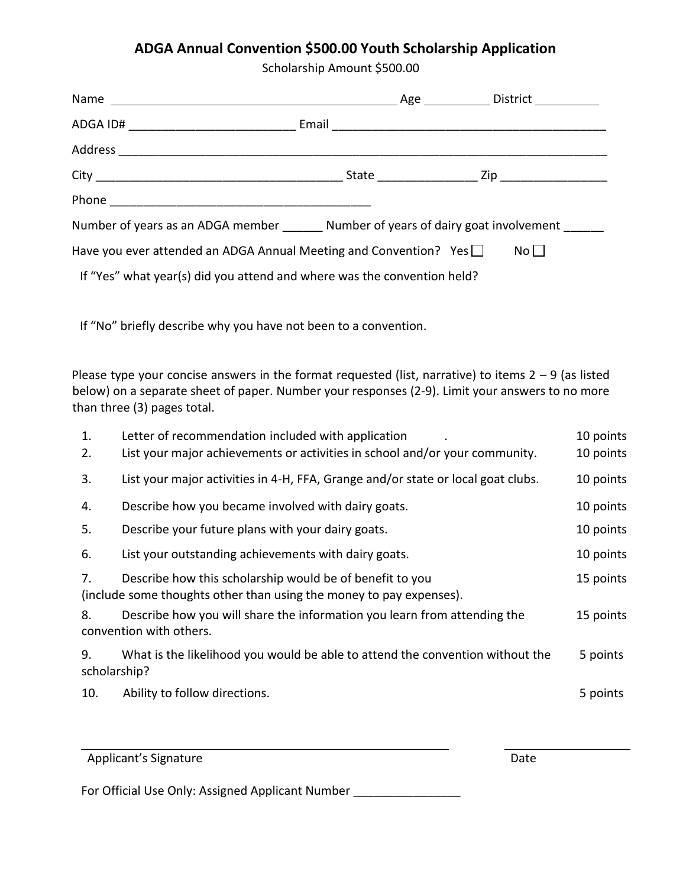# ADGA Annual Convention $500.00 Youth Scholarship Application

Scholarship Amount $500.00

Name ____________________________________________ Age __________ District __________

ADGA ID# _________________________ Email ________________________________________

Address ___________________________________________________________________________

City ______________________________________ State _______________ Zip ________________

Phone _______________________________________

Number of years as an ADGA member ______ Number of years of dairy goat involvement ______

Have you ever attended an ADGA Annual Meeting and Convention? Yes ☐ No ☐

If "Yes" what year(s) did you attend and where was the convention held?

If "No" briefly describe why you have not been to a convention.

Please type your concise answers in the format requested (list, narrative) to items 2 – 9 (as listed below) on a separate sheet of paper. Number your responses (2-9). Limit your answers to no more than three (3) pages total.

| | | |
|---|---|---|
| 1. | Letter of recommendation included with application . | 10 points |
| 2. | List your major achievements or activities in school and/or your community. | 10 points |
| 3. | List your major activities in 4-H, FFA, Grange and/or state or local goat clubs. | 10 points |
| 4. | Describe how you became involved with dairy goats. | 10 points |
| 5. | Describe your future plans with your dairy goats. | 10 points |
| 6. | List your outstanding achievements with dairy goats. | 10 points |
| 7. | Describe how this scholarship would be of benefit to you (include some thoughts other than using the money to pay expenses). | 15 points |
| 8. | Describe how you will share the information you learn from attending the convention with others. | 15 points |
| 9. | What is the likelihood you would be able to attend the convention without the scholarship? | 5 points |
| 10. | Ability to follow directions. | 5 points |

_______________________________________________ ________________

Applicant's Signature Date

For Official Use Only: Assigned Applicant Number ________________